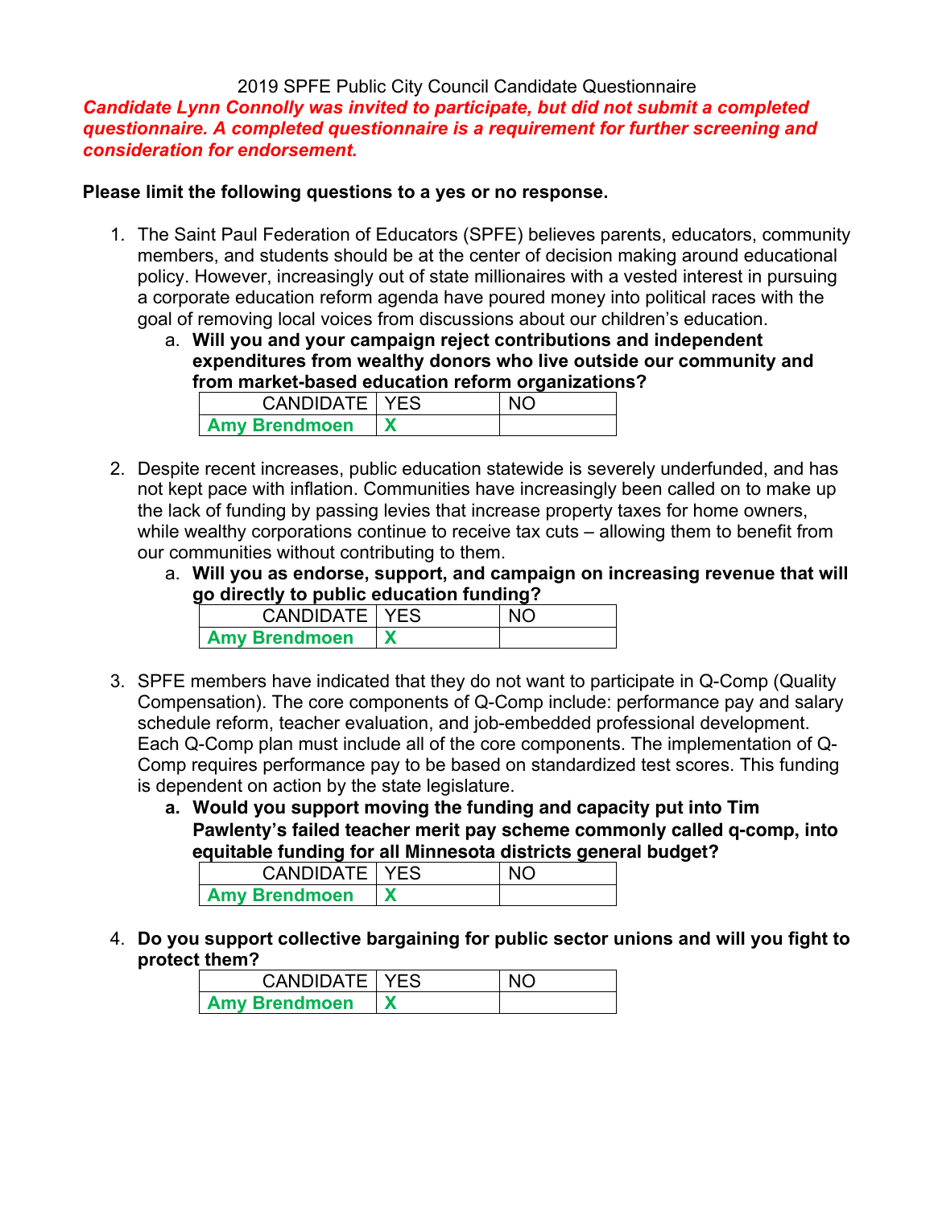2019 SPFE Public City Council Candidate Questionnaire

***Candidate Lynn Connolly was invited to participate, but did not submit a completed questionnaire. A completed questionnaire is a requirement for further screening and consideration for endorsement.***

**Please limit the following questions to a yes or no response.**

1. The Saint Paul Federation of Educators (SPFE) believes parents, educators, community members, and students should be at the center of decision making around educational policy. However, increasingly out of state millionaires with a vested interest in pursuing a corporate education reform agenda have poured money into political races with the goal of removing local voices from discussions about our children's education.
   a. **Will you and your campaign reject contributions and independent expenditures from wealthy donors who live outside our community and from market-based education reform organizations?**

| CANDIDATE | YES | NO |
|---|---|---|
| **Amy Brendmoen** | **X** | |

2. Despite recent increases, public education statewide is severely underfunded, and has not kept pace with inflation. Communities have increasingly been called on to make up the lack of funding by passing levies that increase property taxes for home owners, while wealthy corporations continue to receive tax cuts – allowing them to benefit from our communities without contributing to them.
   a. **Will you as endorse, support, and campaign on increasing revenue that will go directly to public education funding?**

| CANDIDATE | YES | NO |
|---|---|---|
| **Amy Brendmoen** | **X** | |

3. SPFE members have indicated that they do not want to participate in Q-Comp (Quality Compensation). The core components of Q-Comp include: performance pay and salary schedule reform, teacher evaluation, and job-embedded professional development. Each Q-Comp plan must include all of the core components. The implementation of Q-Comp requires performance pay to be based on standardized test scores. This funding is dependent on action by the state legislature.
   a. **Would you support moving the funding and capacity put into Tim Pawlenty's failed teacher merit pay scheme commonly called q-comp, into equitable funding for all Minnesota districts general budget?**

| CANDIDATE | YES | NO |
|---|---|---|
| **Amy Brendmoen** | **X** | |

4. **Do you support collective bargaining for public sector unions and will you fight to protect them?**

| CANDIDATE | YES | NO |
|---|---|---|
| **Amy Brendmoen** | **X** | |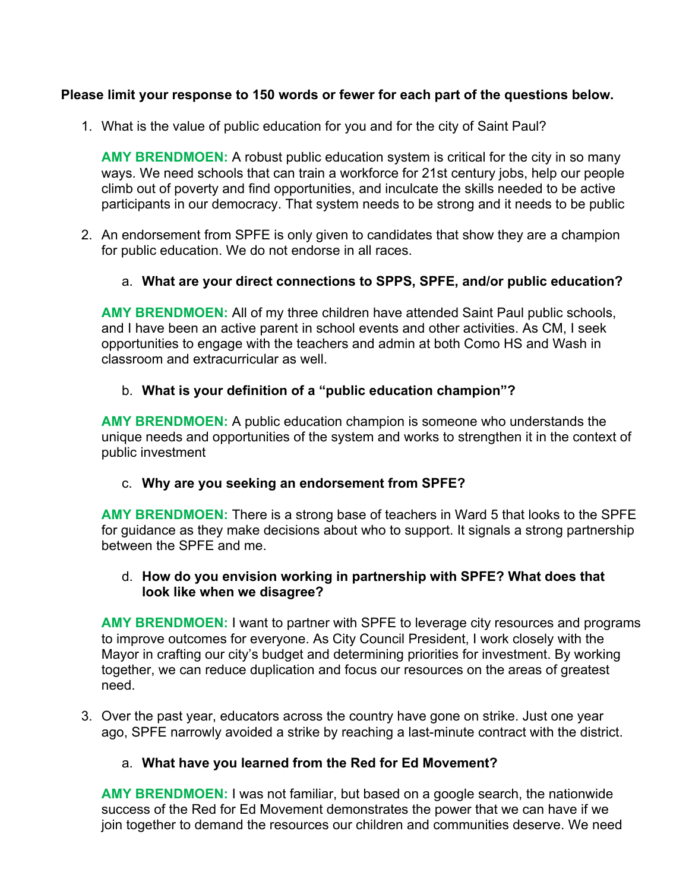**Please limit your response to 150 words or fewer for each part of the questions below.**

1. What is the value of public education for you and for the city of Saint Paul?

   **AMY BRENDMOEN:** A robust public education system is critical for the city in so many ways. We need schools that can train a workforce for 21st century jobs, help our people climb out of poverty and find opportunities, and inculcate the skills needed to be active participants in our democracy. That system needs to be strong and it needs to be public

2. An endorsement from SPFE is only given to candidates that show they are a champion for public education. We do not endorse in all races.

   a. **What are your direct connections to SPPS, SPFE, and/or public education?**

   **AMY BRENDMOEN:** All of my three children have attended Saint Paul public schools, and I have been an active parent in school events and other activities. As CM, I seek opportunities to engage with the teachers and admin at both Como HS and Wash in classroom and extracurricular as well.

   b. **What is your definition of a "public education champion"?**

   **AMY BRENDMOEN:** A public education champion is someone who understands the unique needs and opportunities of the system and works to strengthen it in the context of public investment

   c. **Why are you seeking an endorsement from SPFE?**

   **AMY BRENDMOEN:** There is a strong base of teachers in Ward 5 that looks to the SPFE for guidance as they make decisions about who to support. It signals a strong partnership between the SPFE and me.

   d. **How do you envision working in partnership with SPFE? What does that look like when we disagree?**

   **AMY BRENDMOEN:** I want to partner with SPFE to leverage city resources and programs to improve outcomes for everyone. As City Council President, I work closely with the Mayor in crafting our city's budget and determining priorities for investment. By working together, we can reduce duplication and focus our resources on the areas of greatest need.

3. Over the past year, educators across the country have gone on strike. Just one year ago, SPFE narrowly avoided a strike by reaching a last-minute contract with the district.

   a. **What have you learned from the Red for Ed Movement?**

   **AMY BRENDMOEN:** I was not familiar, but based on a google search, the nationwide success of the Red for Ed Movement demonstrates the power that we can have if we join together to demand the resources our children and communities deserve. We need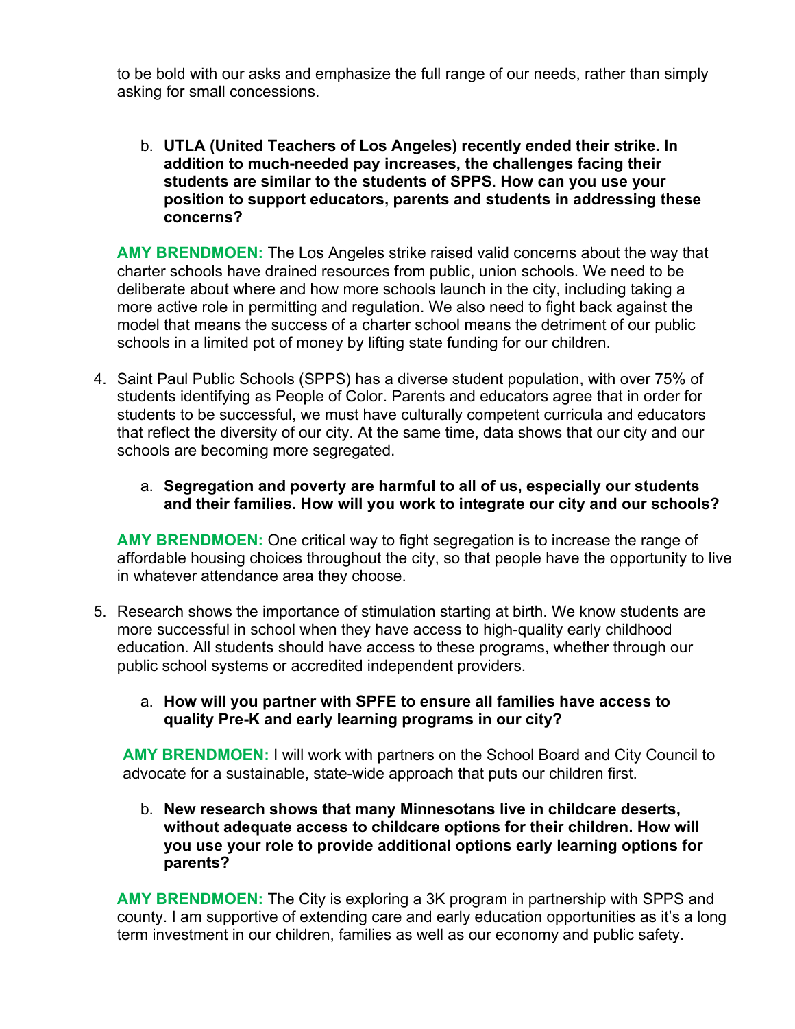to be bold with our asks and emphasize the full range of our needs, rather than simply asking for small concessions.

b. **UTLA (United Teachers of Los Angeles) recently ended their strike. In addition to much-needed pay increases, the challenges facing their students are similar to the students of SPPS. How can you use your position to support educators, parents and students in addressing these concerns?**

**AMY BRENDMOEN:** The Los Angeles strike raised valid concerns about the way that charter schools have drained resources from public, union schools. We need to be deliberate about where and how more schools launch in the city, including taking a more active role in permitting and regulation. We also need to fight back against the model that means the success of a charter school means the detriment of our public schools in a limited pot of money by lifting state funding for our children.

4. Saint Paul Public Schools (SPPS) has a diverse student population, with over 75% of students identifying as People of Color. Parents and educators agree that in order for students to be successful, we must have culturally competent curricula and educators that reflect the diversity of our city. At the same time, data shows that our city and our schools are becoming more segregated.

   a. **Segregation and poverty are harmful to all of us, especially our students and their families. How will you work to integrate our city and our schools?**

**AMY BRENDMOEN:** One critical way to fight segregation is to increase the range of affordable housing choices throughout the city, so that people have the opportunity to live in whatever attendance area they choose.

5. Research shows the importance of stimulation starting at birth. We know students are more successful in school when they have access to high-quality early childhood education. All students should have access to these programs, whether through our public school systems or accredited independent providers.

   a. **How will you partner with SPFE to ensure all families have access to quality Pre-K and early learning programs in our city?**

**AMY BRENDMOEN:** I will work with partners on the School Board and City Council to advocate for a sustainable, state-wide approach that puts our children first.

   b. **New research shows that many Minnesotans live in childcare deserts, without adequate access to childcare options for their children. How will you use your role to provide additional options early learning options for parents?**

**AMY BRENDMOEN:** The City is exploring a 3K program in partnership with SPPS and county. I am supportive of extending care and early education opportunities as it's a long term investment in our children, families as well as our economy and public safety.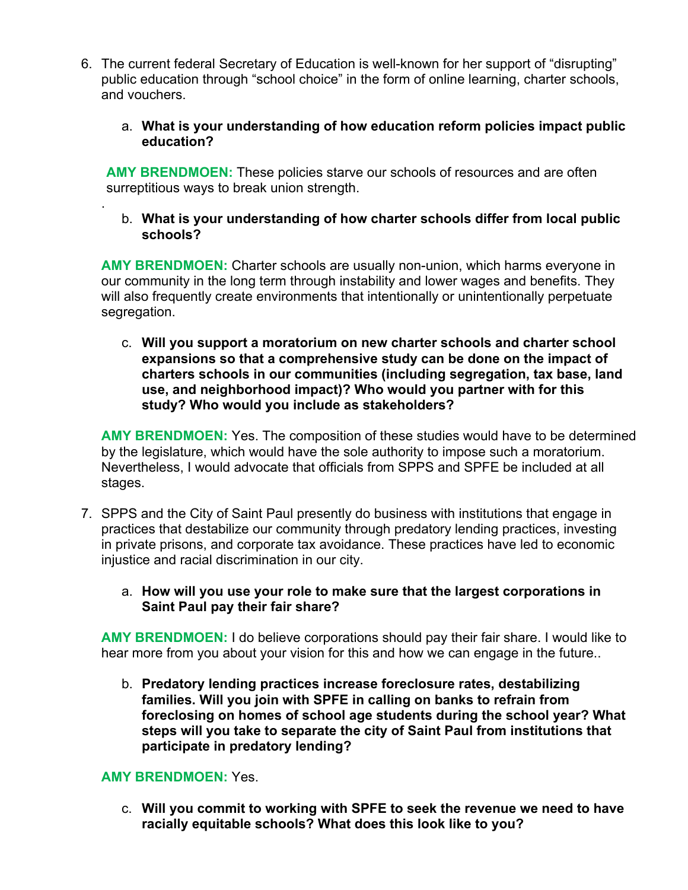6. The current federal Secretary of Education is well-known for her support of “disrupting” public education through “school choice” in the form of online learning, charter schools, and vouchers.

    a. **What is your understanding of how education reform policies impact public education?**

    **AMY BRENDMOEN:** These policies starve our schools of resources and are often surreptitious ways to break union strength.

    .

    b. **What is your understanding of how charter schools differ from local public schools?**

    **AMY BRENDMOEN:** Charter schools are usually non-union, which harms everyone in our community in the long term through instability and lower wages and benefits. They will also frequently create environments that intentionally or unintentionally perpetuate segregation.

    c. **Will you support a moratorium on new charter schools and charter school expansions so that a comprehensive study can be done on the impact of charters schools in our communities (including segregation, tax base, land use, and neighborhood impact)? Who would you partner with for this study? Who would you include as stakeholders?**

    **AMY BRENDMOEN:** Yes. The composition of these studies would have to be determined by the legislature, which would have the sole authority to impose such a moratorium. Nevertheless, I would advocate that officials from SPPS and SPFE be included at all stages.

7. SPPS and the City of Saint Paul presently do business with institutions that engage in practices that destabilize our community through predatory lending practices, investing in private prisons, and corporate tax avoidance. These practices have led to economic injustice and racial discrimination in our city.

    a. **How will you use your role to make sure that the largest corporations in Saint Paul pay their fair share?**

    **AMY BRENDMOEN:** I do believe corporations should pay their fair share. I would like to hear more from you about your vision for this and how we can engage in the future..

    b. **Predatory lending practices increase foreclosure rates, destabilizing families. Will you join with SPFE in calling on banks to refrain from foreclosing on homes of school age students during the school year? What steps will you take to separate the city of Saint Paul from institutions that participate in predatory lending?**

    **AMY BRENDMOEN:** Yes.

    c. **Will you commit to working with SPFE to seek the revenue we need to have racially equitable schools? What does this look like to you?**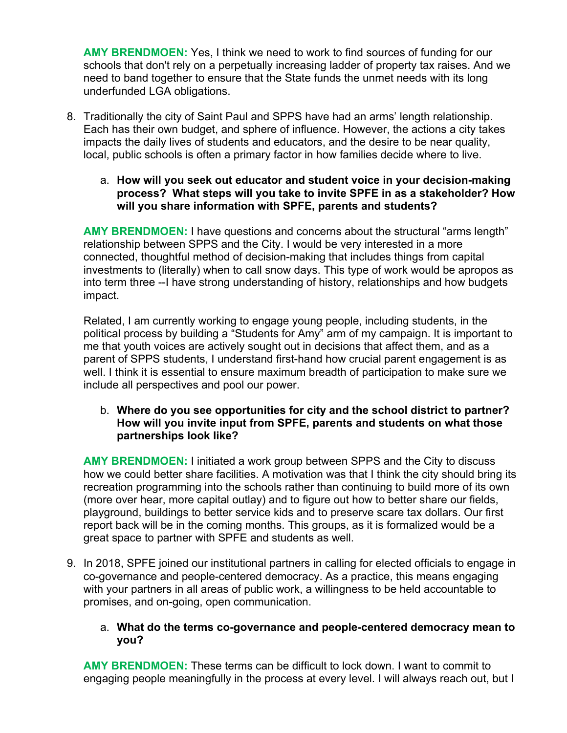**AMY BRENDMOEN:** Yes, I think we need to work to find sources of funding for our schools that don't rely on a perpetually increasing ladder of property tax raises. And we need to band together to ensure that the State funds the unmet needs with its long underfunded LGA obligations.

8. Traditionally the city of Saint Paul and SPPS have had an arms' length relationship. Each has their own budget, and sphere of influence. However, the actions a city takes impacts the daily lives of students and educators, and the desire to be near quality, local, public schools is often a primary factor in how families decide where to live.

   a. **How will you seek out educator and student voice in your decision-making process? What steps will you take to invite SPFE in as a stakeholder? How will you share information with SPFE, parents and students?**

**AMY BRENDMOEN:** I have questions and concerns about the structural "arms length" relationship between SPPS and the City. I would be very interested in a more connected, thoughtful method of decision-making that includes things from capital investments to (literally) when to call snow days. This type of work would be apropos as into term three --I have strong understanding of history, relationships and how budgets impact.

Related, I am currently working to engage young people, including students, in the political process by building a "Students for Amy" arm of my campaign. It is important to me that youth voices are actively sought out in decisions that affect them, and as a parent of SPPS students, I understand first-hand how crucial parent engagement is as well. I think it is essential to ensure maximum breadth of participation to make sure we include all perspectives and pool our power.

   b. **Where do you see opportunities for city and the school district to partner? How will you invite input from SPFE, parents and students on what those partnerships look like?**

**AMY BRENDMOEN:** I initiated a work group between SPPS and the City to discuss how we could better share facilities. A motivation was that I think the city should bring its recreation programming into the schools rather than continuing to build more of its own (more over hear, more capital outlay) and to figure out how to better share our fields, playground, buildings to better service kids and to preserve scare tax dollars. Our first report back will be in the coming months. This groups, as it is formalized would be a great space to partner with SPFE and students as well.

9. In 2018, SPFE joined our institutional partners in calling for elected officials to engage in co-governance and people-centered democracy. As a practice, this means engaging with your partners in all areas of public work, a willingness to be held accountable to promises, and on-going, open communication.

   a. **What do the terms co-governance and people-centered democracy mean to you?**

**AMY BRENDMOEN:** These terms can be difficult to lock down. I want to commit to engaging people meaningfully in the process at every level. I will always reach out, but I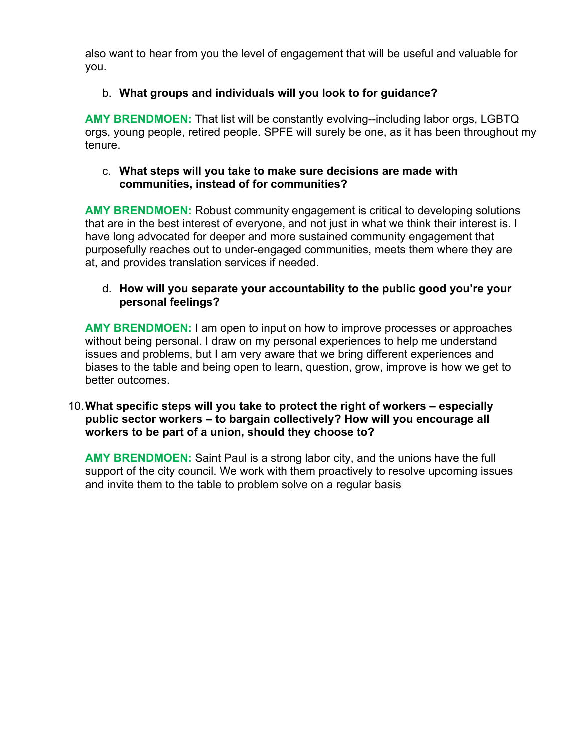also want to hear from you the level of engagement that will be useful and valuable for you.

b. **What groups and individuals will you look to for guidance?**

**AMY BRENDMOEN:** That list will be constantly evolving--including labor orgs, LGBTQ orgs, young people, retired people. SPFE will surely be one, as it has been throughout my tenure.

c. **What steps will you take to make sure decisions are made with communities, instead of for communities?**

**AMY BRENDMOEN:** Robust community engagement is critical to developing solutions that are in the best interest of everyone, and not just in what we think their interest is. I have long advocated for deeper and more sustained community engagement that purposefully reaches out to under-engaged communities, meets them where they are at, and provides translation services if needed.

d. **How will you separate your accountability to the public good you're your personal feelings?**

**AMY BRENDMOEN:** I am open to input on how to improve processes or approaches without being personal. I draw on my personal experiences to help me understand issues and problems, but I am very aware that we bring different experiences and biases to the table and being open to learn, question, grow, improve is how we get to better outcomes.

10. **What specific steps will you take to protect the right of workers – especially public sector workers – to bargain collectively? How will you encourage all workers to be part of a union, should they choose to?**

**AMY BRENDMOEN:** Saint Paul is a strong labor city, and the unions have the full support of the city council. We work with them proactively to resolve upcoming issues and invite them to the table to problem solve on a regular basis